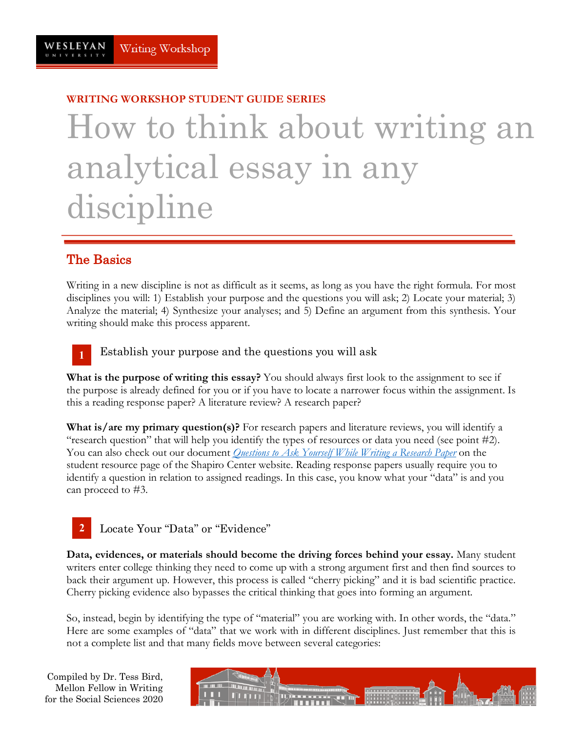WESLEYAN UNIVERSITY | Writing Workshop

**WRITING WORKSHOP STUDENT GUIDE SERIES**

# How to think about writing an analytical essay in any discipline

## The Basics

Writing in a new discipline is not as difficult as it seems, as long as you have the right formula. For most disciplines you will: 1) Establish your purpose and the questions you will ask; 2) Locate your material; 3) Analyze the material; 4) Synthesize your analyses; and 5) Define an argument from this synthesis. Your writing should make this process apparent.

### 1 Establish your purpose and the questions you will ask

**What is the purpose of writing this essay?** You should always first look to the assignment to see if the purpose is already defined for you or if you have to locate a narrower focus within the assignment. Is this a reading response paper? A literature review? A research paper?

**What is/are my primary question(s)?** For research papers and literature reviews, you will identify a "research question" that will help you identify the types of resources or data you need (see point #2). You can also check out our document *Questions to Ask Yourself While Writing a Research Paper* on the student resource page of the Shapiro Center website. Reading response papers usually require you to identify a question in relation to assigned readings. In this case, you know what your "data" is and you can proceed to #3.

### 2 Locate Your "Data" or "Evidence"

**Data, evidences, or materials should become the driving forces behind your essay.** Many student writers enter college thinking they need to come up with a strong argument first and then find sources to back their argument up. However, this process is called "cherry picking" and it is bad scientific practice. Cherry picking evidence also bypasses the critical thinking that goes into forming an argument.

So, instead, begin by identifying the type of "material" you are working with. In other words, the "data." Here are some examples of "data" that we work with in different disciplines. Just remember that this is not a complete list and that many fields move between several categories:

Compiled by Dr. Tess Bird, Mellon Fellow in Writing for the Social Sciences 2020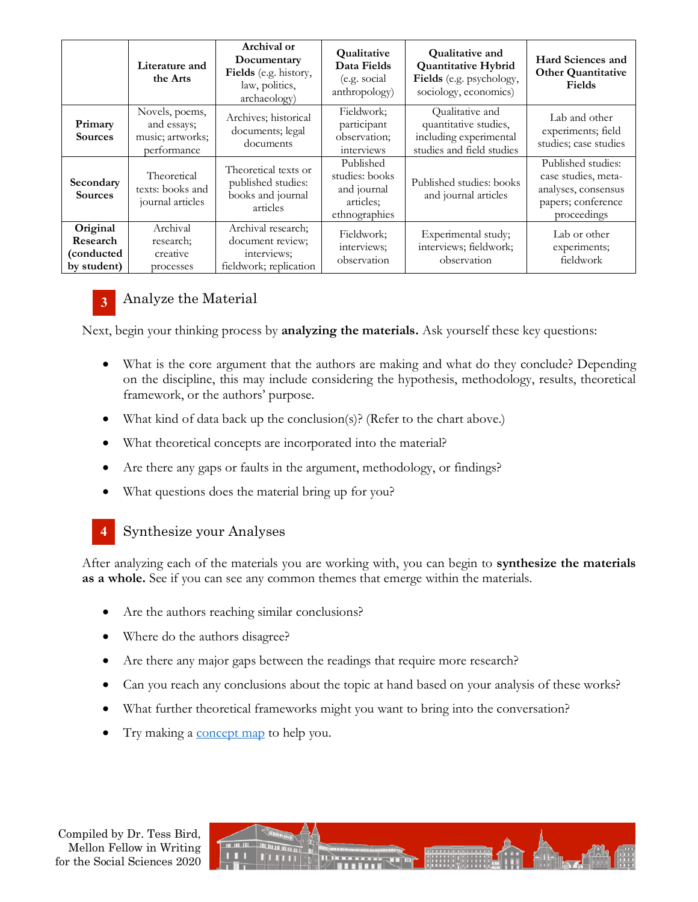| | Literature and the Arts | Archival or Documentary Fields (e.g. history, law, politics, archaeology) | Qualitative Data Fields (e.g. social anthropology) | Qualitative and Quantitative Hybrid Fields (e.g. psychology, sociology, economics) | Hard Sciences and Other Quantitative Fields |
|---|---|---|---|---|---|
| **Primary Sources** | Novels, poems, and essays; music; artworks; performance | Archives; historical documents; legal documents | Fieldwork; participant observation; interviews | Qualitative and quantitative studies, including experimental studies and field studies | Lab and other experiments; field studies; case studies |
| **Secondary Sources** | Theoretical texts: books and journal articles | Theoretical texts or published studies: books and journal articles | Published studies: books and journal articles; ethnographies | Published studies: books and journal articles | Published studies: case studies, meta-analyses, consensus papers; conference proceedings |
| **Original Research (conducted by student)** | Archival research; creative processes | Archival research; document review; interviews; fieldwork; replication | Fieldwork; interviews; observation | Experimental study; interviews; fieldwork; observation | Lab or other experiments; fieldwork |

## 3 Analyze the Material

Next, begin your thinking process by **analyzing the materials.** Ask yourself these key questions:

- What is the core argument that the authors are making and what do they conclude? Depending on the discipline, this may include considering the hypothesis, methodology, results, theoretical framework, or the authors' purpose.
- What kind of data back up the conclusion(s)? (Refer to the chart above.)
- What theoretical concepts are incorporated into the material?
- Are there any gaps or faults in the argument, methodology, or findings?
- What questions does the material bring up for you?

## 4 Synthesize your Analyses

After analyzing each of the materials you are working with, you can begin to **synthesize the materials as a whole.** See if you can see any common themes that emerge within the materials.

- Are the authors reaching similar conclusions?
- Where do the authors disagree?
- Are there any major gaps between the readings that require more research?
- Can you reach any conclusions about the topic at hand based on your analysis of these works?
- What further theoretical frameworks might you want to bring into the conversation?
- Try making a concept map to help you.

Compiled by Dr. Tess Bird, Mellon Fellow in Writing for the Social Sciences 2020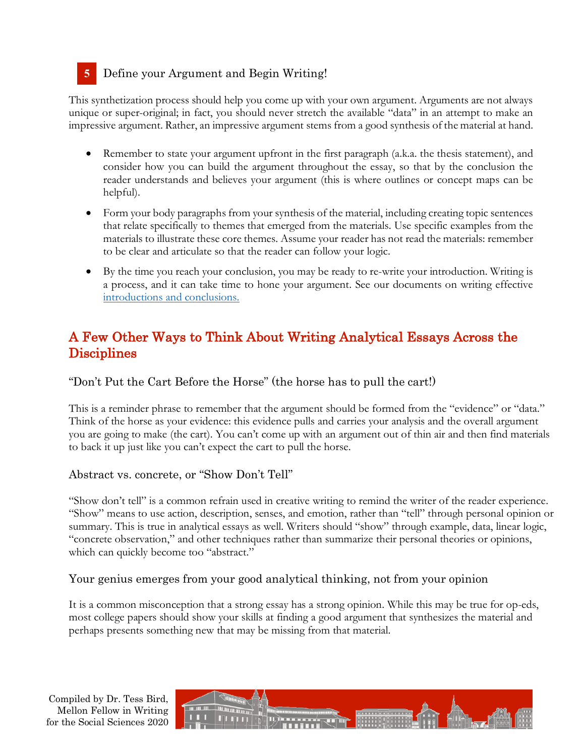## 5 Define your Argument and Begin Writing!

This synthetization process should help you come up with your own argument. Arguments are not always unique or super-original; in fact, you should never stretch the available "data" in an attempt to make an impressive argument. Rather, an impressive argument stems from a good synthesis of the material at hand.

- Remember to state your argument upfront in the first paragraph (a.k.a. the thesis statement), and consider how you can build the argument throughout the essay, so that by the conclusion the reader understands and believes your argument (this is where outlines or concept maps can be helpful).
- Form your body paragraphs from your synthesis of the material, including creating topic sentences that relate specifically to themes that emerged from the materials. Use specific examples from the materials to illustrate these core themes. Assume your reader has not read the materials: remember to be clear and articulate so that the reader can follow your logic.
- By the time you reach your conclusion, you may be ready to re-write your introduction. Writing is a process, and it can take time to hone your argument. See our documents on writing effective [introductions and conclusions.](#)

## A Few Other Ways to Think About Writing Analytical Essays Across the Disciplines

### "Don't Put the Cart Before the Horse" (the horse has to pull the cart!)

This is a reminder phrase to remember that the argument should be formed from the "evidence" or "data." Think of the horse as your evidence: this evidence pulls and carries your analysis and the overall argument you are going to make (the cart). You can't come up with an argument out of thin air and then find materials to back it up just like you can't expect the cart to pull the horse.

### Abstract vs. concrete, or "Show Don't Tell"

"Show don't tell" is a common refrain used in creative writing to remind the writer of the reader experience. "Show" means to use action, description, senses, and emotion, rather than "tell" through personal opinion or summary. This is true in analytical essays as well. Writers should "show" through example, data, linear logic, "concrete observation," and other techniques rather than summarize their personal theories or opinions, which can quickly become too "abstract."

### Your genius emerges from your good analytical thinking, not from your opinion

It is a common misconception that a strong essay has a strong opinion. While this may be true for op-eds, most college papers should show your skills at finding a good argument that synthesizes the material and perhaps presents something new that may be missing from that material.

Compiled by Dr. Tess Bird,
Mellon Fellow in Writing
for the Social Sciences 2020